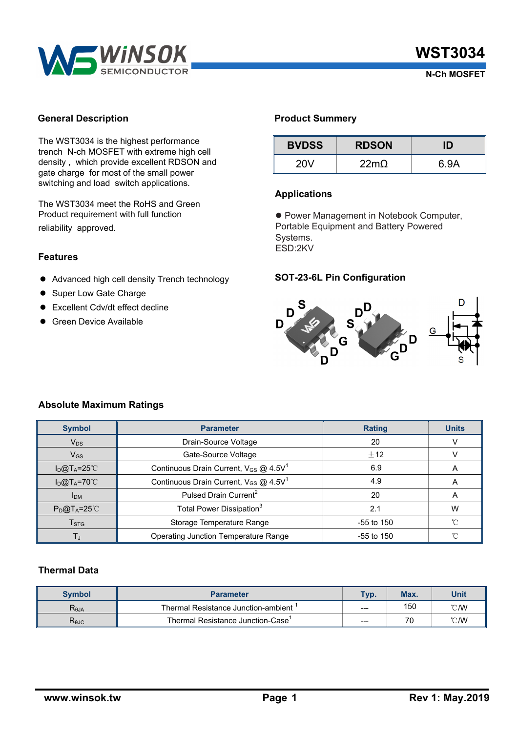# WST3034

N-Ch MOSFET

## General Description

The WST3034 is the highest performance trench N-ch MOSFET with extreme high cell density , which provide excellent RDSON and gate charge for most of the small power switching and load switch applications.

The WST3034 meet the RoHS and Green Product requirement with full function reliability approved.

## Features

- Advanced high cell density Trench technology
- Super Low Gate Charge
- Excellent Cdv/dt effect decline
- Green Device Available

## Product Summery

| BVDSS | RDSON | ID |
|---|---|---|
| 20V | 22mΩ | 6.9A |

## Applications

- Power Management in Notebook Computer, Portable Equipment and Battery Powered Systems.

ESD:2KV

## SOT-23-6L Pin Configuration

## Absolute Maximum Ratings

| Symbol | Parameter | Rating | Units |
|---|---|---|---|
| $V_{DS}$ | Drain-Source Voltage | 20 | V |
| $V_{GS}$ | Gate-Source Voltage | ±12 | V |
| $I_D$@$T_A$=25℃ | Continuous Drain Current, $V_{GS}$ @ 4.5V[1] | 6.9 | A |
| $I_D$@$T_A$=70℃ | Continuous Drain Current, $V_{GS}$ @ 4.5V[1] | 4.9 | A |
| $I_{DM}$ | Pulsed Drain Current[2] | 20 | A |
| $P_D$@$T_A$=25℃ | Total Power Dissipation[3] | 2.1 | W |
| $T_{STG}$ | Storage Temperature Range | -55 to 150 | ℃ |
| $T_J$ | Operating Junction Temperature Range | -55 to 150 | ℃ |

## Thermal Data

| Symbol | Parameter | Typ. | Max. | Unit |
|---|---|---|---|---|
| $R_{\theta JA}$ | Thermal Resistance Junction-ambient [1] | --- | 150 | ℃/W |
| $R_{\theta JC}$ | Thermal Resistance Junction-Case[1] | --- | 70 | ℃/W |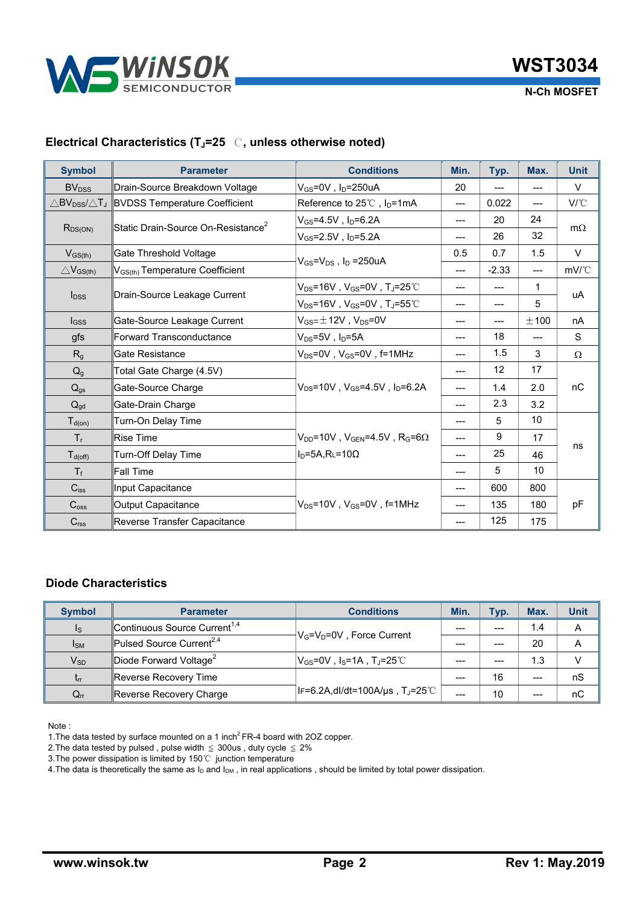## Electrical Characteristics ($T_J$=25 ℃, unless otherwise noted)

| Symbol | Parameter | Conditions | Min. | Typ. | Max. | Unit |
|---|---|---|---|---|---|---|
| $BV_{DSS}$ | Drain-Source Breakdown Voltage | $V_{GS}$=0V , $I_D$=250uA | 20 | --- | --- | V |
| $\triangle BV_{DSS}/\triangle T_J$ | BVDSS Temperature Coefficient | Reference to 25℃ , $I_D$=1mA | --- | 0.022 | --- | V/℃ |
| $R_{DS(ON)}$ | Static Drain-Source On-Resistance[2] | $V_{GS}$=4.5V , $I_D$=6.2A | --- | 20 | 24 | mΩ |
| | | $V_{GS}$=2.5V , $I_D$=5.2A | --- | 26 | 32 | |
| $V_{GS(th)}$ | Gate Threshold Voltage | $V_{GS}$=$V_{DS}$ , $I_D$ =250uA | 0.5 | 0.7 | 1.5 | V |
| $\triangle V_{GS(th)}$ | $V_{GS(th)}$ Temperature Coefficient | | --- | -2.33 | --- | mV/℃ |
| $I_{DSS}$ | Drain-Source Leakage Current | $V_{DS}$=16V , $V_{GS}$=0V , $T_J$=25℃ | --- | --- | 1 | uA |
| | | $V_{DS}$=16V , $V_{GS}$=0V , $T_J$=55℃ | --- | --- | 5 | |
| $I_{GSS}$ | Gate-Source Leakage Current | $V_{GS}$=±12V , $V_{DS}$=0V | --- | --- | ±100 | nA |
| gfs | Forward Transconductance | $V_{DS}$=5V , $I_D$=5A | --- | 18 | --- | S |
| $R_g$ | Gate Resistance | $V_{DS}$=0V , $V_{GS}$=0V , f=1MHz | --- | 1.5 | 3 | Ω |
| $Q_g$ | Total Gate Charge (4.5V) | $V_{DS}$=10V , $V_{GS}$=4.5V , $I_D$=6.2A | --- | 12 | 17 | nC |
| $Q_{gs}$ | Gate-Source Charge | | --- | 1.4 | 2.0 | |
| $Q_{gd}$ | Gate-Drain Charge | | --- | 2.3 | 3.2 | |
| $T_{d(on)}$ | Turn-On Delay Time | $V_{DD}$=10V , $V_{GEN}$=4.5V , $R_G$=6Ω $I_D$=5A,$R_L$=10Ω | --- | 5 | 10 | ns |
| $T_r$ | Rise Time | | --- | 9 | 17 | |
| $T_{d(off)}$ | Turn-Off Delay Time | | --- | 25 | 46 | |
| $T_f$ | Fall Time | | --- | 5 | 10 | |
| $C_{iss}$ | Input Capacitance | $V_{DS}$=10V , $V_{GS}$=0V , f=1MHz | --- | 600 | 800 | pF |
| $C_{oss}$ | Output Capacitance | | --- | 135 | 180 | |
| $C_{rss}$ | Reverse Transfer Capacitance | | --- | 125 | 175 | |

## Diode Characteristics

| Symbol | Parameter | Conditions | Min. | Typ. | Max. | Unit |
|---|---|---|---|---|---|---|
| $I_S$ | Continuous Source Current[1,4] | $V_G$=$V_D$=0V , Force Current | --- | --- | 1.4 | A |
| $I_{SM}$ | Pulsed Source Current[2,4] | | --- | --- | 20 | A |
| $V_{SD}$ | Diode Forward Voltage[2] | $V_{GS}$=0V , $I_S$=1A , $T_J$=25℃ | --- | --- | 1.3 | V |
| $t_{rr}$ | Reverse Recovery Time | IF=6.2A,dI/dt=100A/µs , $T_J$=25℃ | --- | 16 | --- | nS |
| $Q_{rr}$ | Reverse Recovery Charge | | --- | 10 | --- | nC |

Note :

1.The data tested by surface mounted on a 1 inch$^2$ FR-4 board with 2OZ copper.

2.The data tested by pulsed , pulse width ≤ 300us , duty cycle ≤ 2%

3.The power dissipation is limited by 150℃ junction temperature

4.The data is theoretically the same as $I_D$ and $I_{DM}$ , in real applications , should be limited by total power dissipation.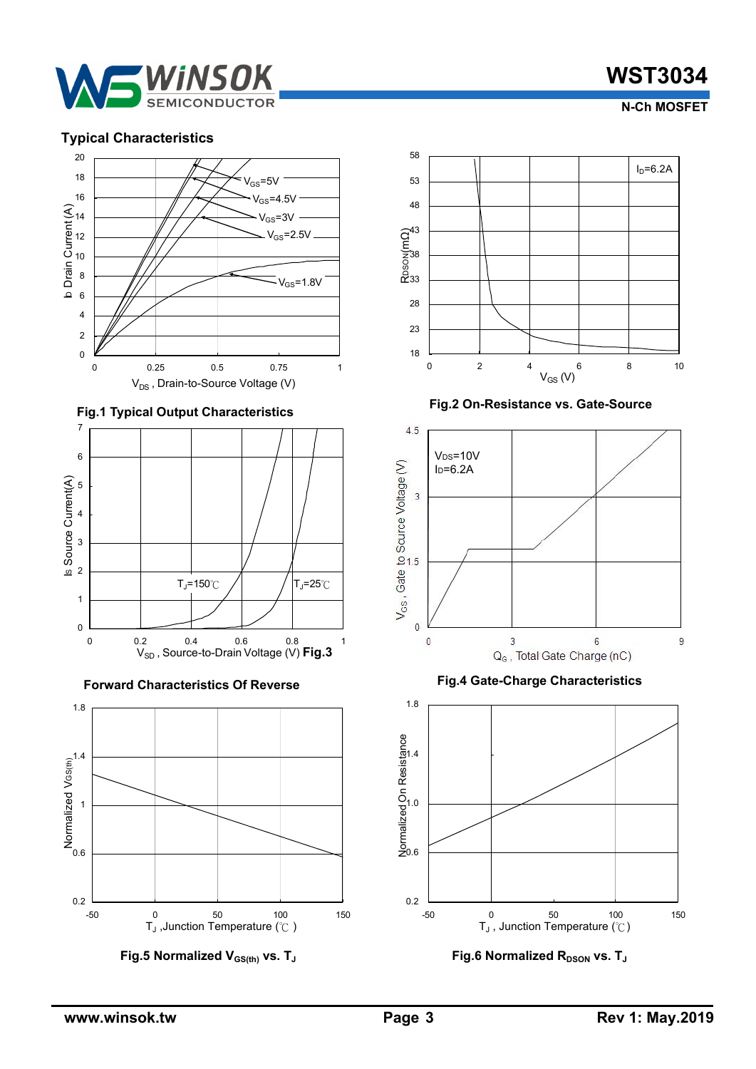## Typical Characteristics

Fig.1 Typical Output Characteristics

Fig.2 On-Resistance vs. Gate-Source

Fig.3 Forward Characteristics Of Reverse

Fig.4 Gate-Charge Characteristics

Fig.5 Normalized $V_{GS(th)}$ vs. $T_J$

Fig.6 Normalized $R_{DSON}$ vs. $T_J$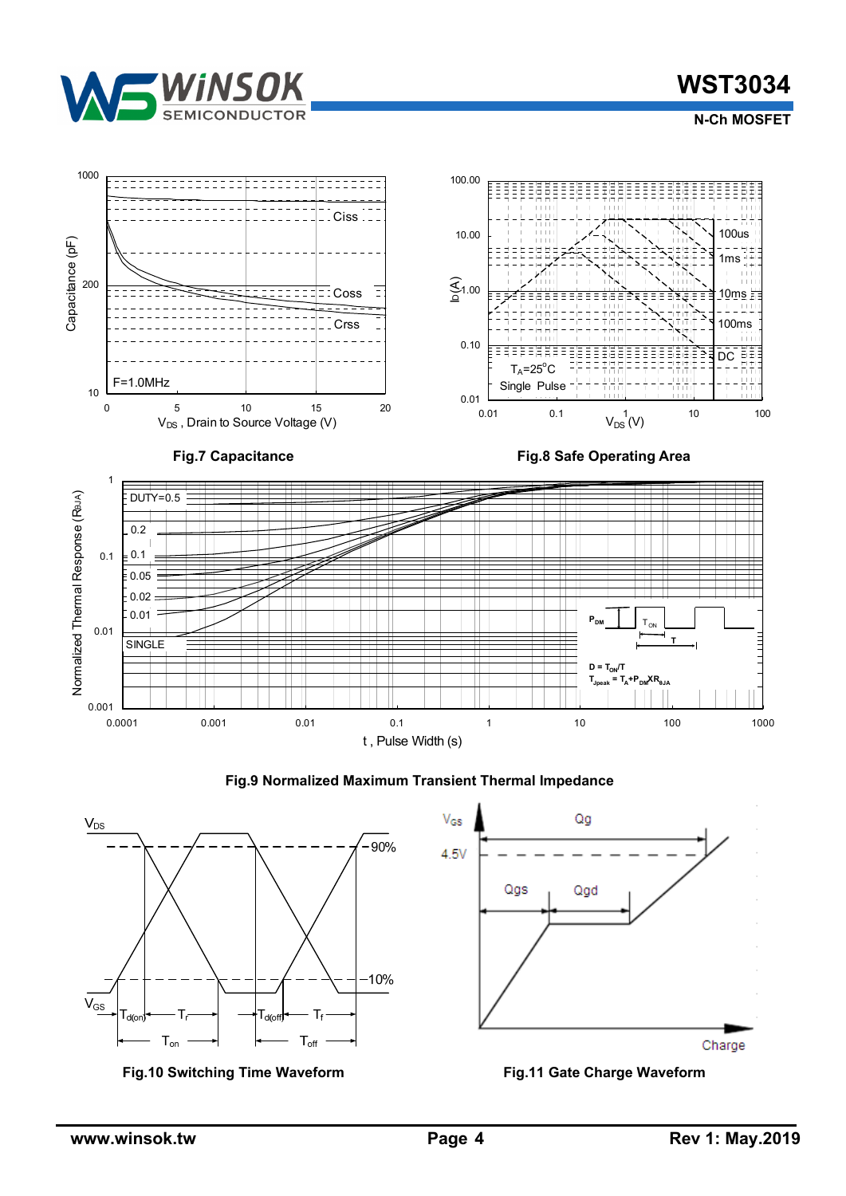1000

200

10

Capacitance (pF)

Ciss

Coss

Crss

F=1.0MHz

0 5 10 15 20

$V_{DS}$ , Drain to Source Voltage (V)

**Fig.7 Capacitance**

100.00

10.00

1.00

0.10

0.01

$I_D$(A)

100us

1ms

10ms

100ms

DC

$T_A$=25°C

Single Pulse

0.01 0.1 1 10 100

$V_{DS}$(V)

**Fig.8 Safe Operating Area**

1

0.1

0.01

0.001

Normalized Thermal Response ($R_{\theta JA}$)

DUTY=0.5

0.2

0.1

0.05

0.02

0.01

SINGLE

$P_{DM}$

$T_{ON}$

T

$D = T_{ON}/T$

$T_{Jpeak} = T_A + P_{DM} X R_{\theta JA}$

0.0001 0.001 0.01 0.1 1 10 100 1000

t , Pulse Width (s)

**Fig.9 Normalized Maximum Transient Thermal Impedance**

$V_{DS}$

90%

10%

$V_{GS}$

$T_{d(on)}$ $T_r$ $T_{d(off)}$ $T_f$

$T_{on}$ $T_{off}$

**Fig.10 Switching Time Waveform**

$V_{GS}$

Qg

4.5V

Qgs

Qgd

Charge

**Fig.11 Gate Charge Waveform**